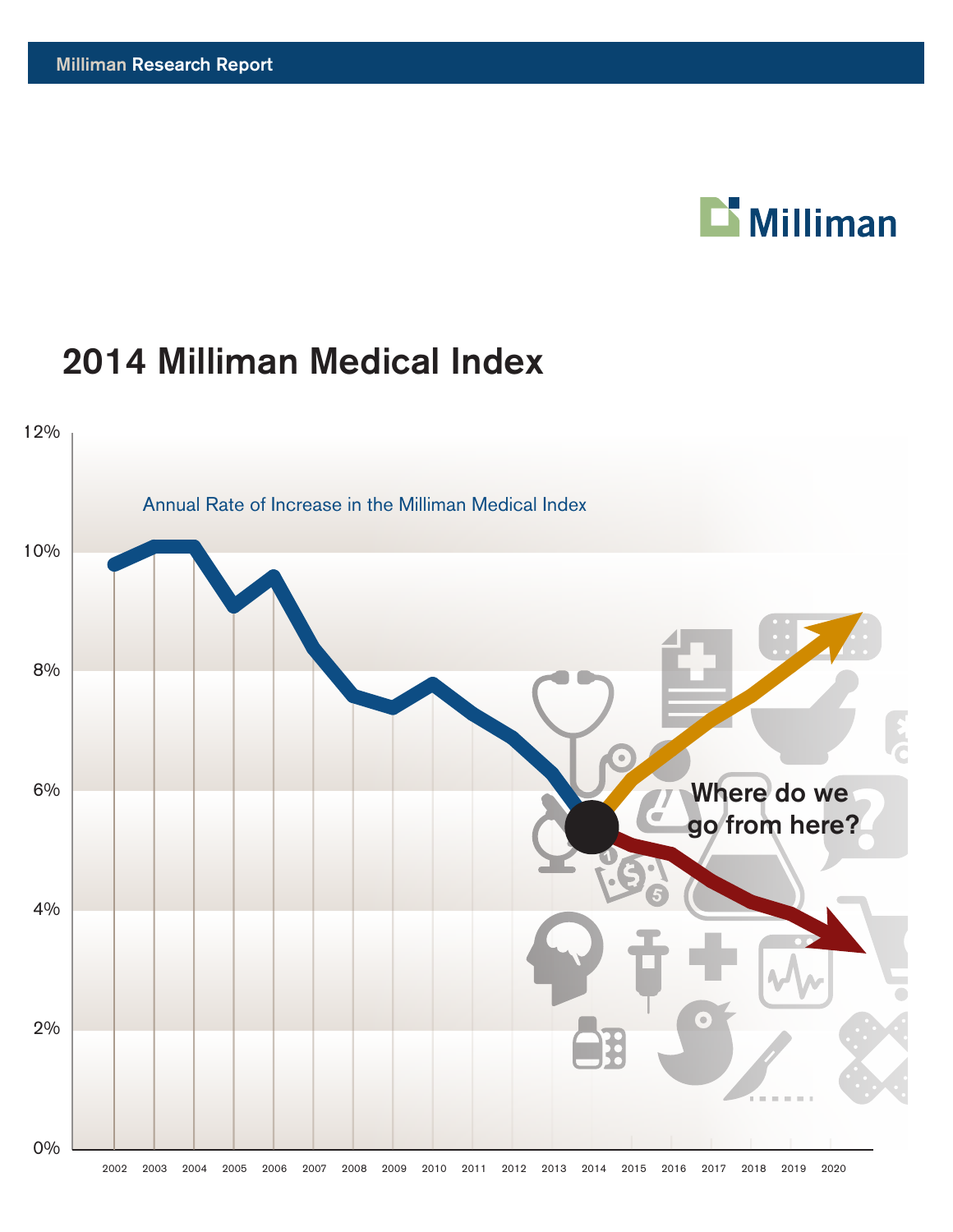Milliman Research Report

Milliman

# 2014 Milliman Medical Index

Annual Rate of Increase in the Milliman Medical Index

Where do we go from here?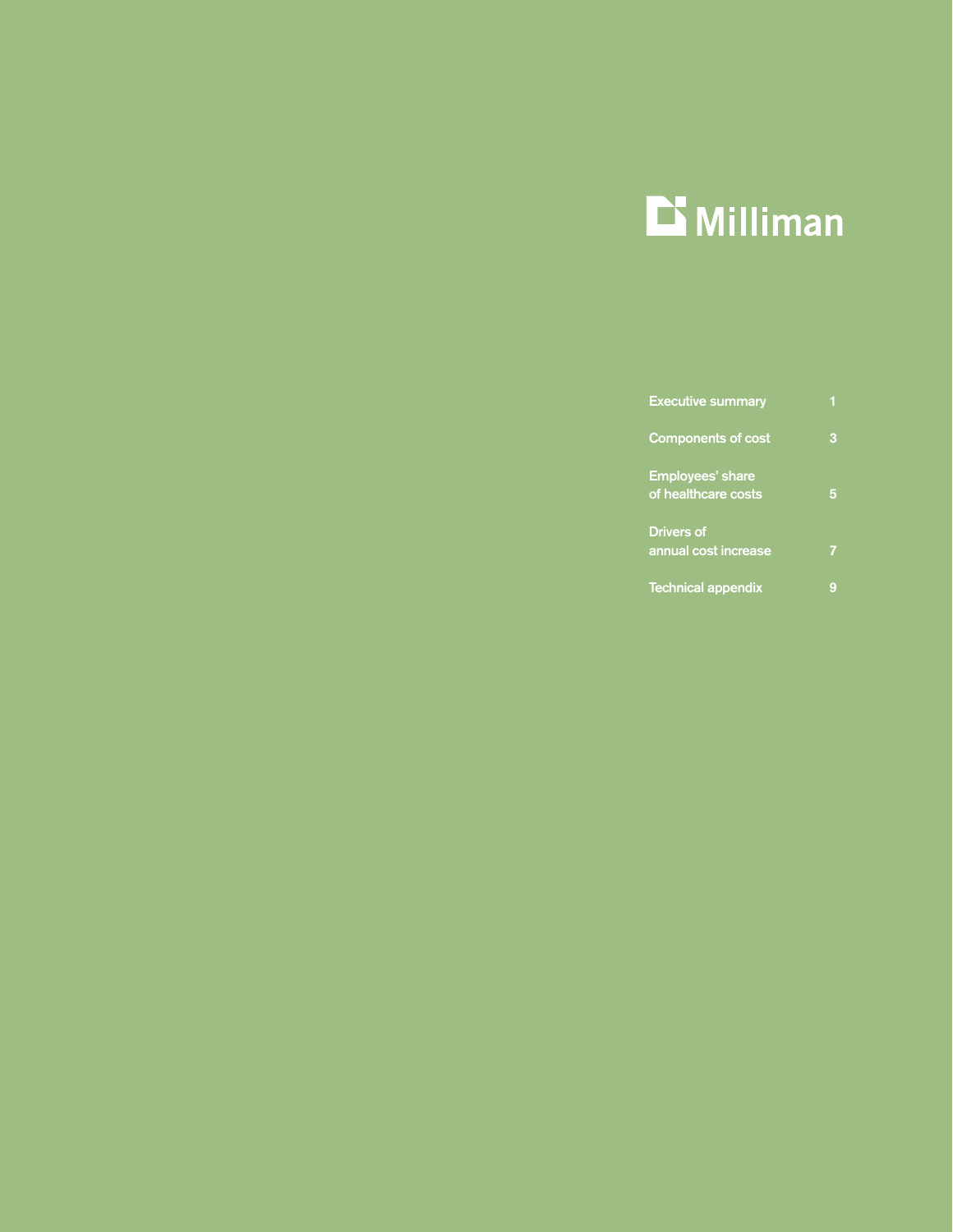Milliman

| | |
|---|---|
| Executive summary | 1 |
| Components of cost | 3 |
| Employees' share of healthcare costs | 5 |
| Drivers of annual cost increase | 7 |
| Technical appendix | 9 |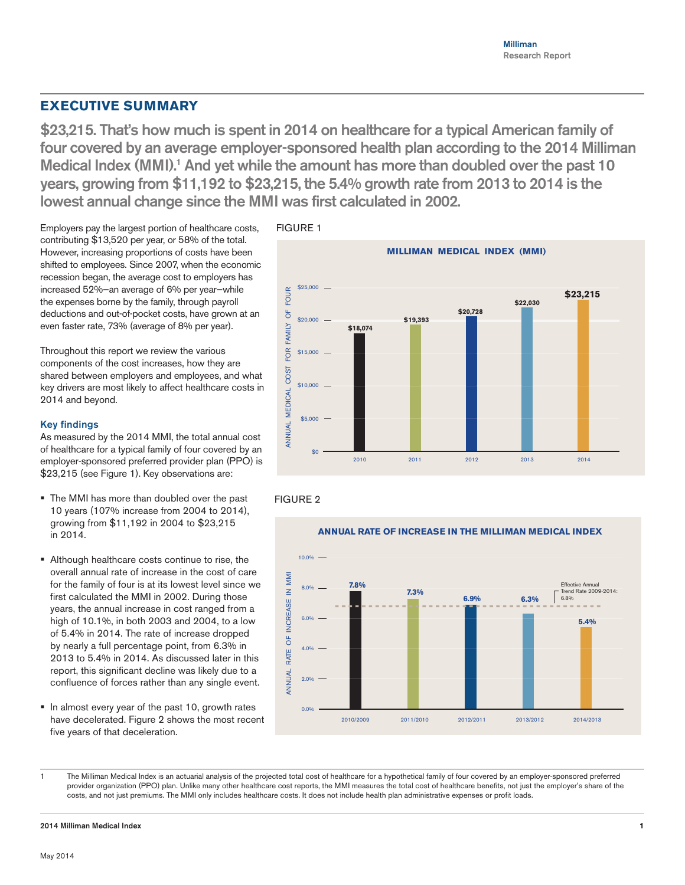## EXECUTIVE SUMMARY

**$23,215. That's how much is spent in 2014 on healthcare for a typical American family of four covered by an average employer-sponsored health plan according to the 2014 Milliman Medical Index (MMI).[1] And yet while the amount has more than doubled over the past 10 years, growing from $11,192 to $23,215, the 5.4% growth rate from 2013 to 2014 is the lowest annual change since the MMI was first calculated in 2002.**

Employers pay the largest portion of healthcare costs, contributing $13,520 per year, or 58% of the total. However, increasing proportions of costs have been shifted to employees. Since 2007, when the economic recession began, the average cost to employers has increased 52%–an average of 6% per year–while the expenses borne by the family, through payroll deductions and out-of-pocket costs, have grown at an even faster rate, 73% (average of 8% per year).

Throughout this report we review the various components of the cost increases, how they are shared between employers and employees, and what key drivers are most likely to affect healthcare costs in 2014 and beyond.

### Key findings

As measured by the 2014 MMI, the total annual cost of healthcare for a typical family of four covered by an employer-sponsored preferred provider plan (PPO) is $23,215 (see Figure 1). Key observations are:

- The MMI has more than doubled over the past 10 years (107% increase from 2004 to 2014), growing from $11,192 in 2004 to $23,215 in 2014.
- Although healthcare costs continue to rise, the overall annual rate of increase in the cost of care for the family of four is at its lowest level since we first calculated the MMI in 2002. During those years, the annual increase in cost ranged from a high of 10.1%, in both 2003 and 2004, to a low of 5.4% in 2014. The rate of increase dropped by nearly a full percentage point, from 6.3% in 2013 to 5.4% in 2014. As discussed later in this report, this significant decline was likely due to a confluence of forces rather than any single event.
- In almost every year of the past 10, growth rates have decelerated. Figure 2 shows the most recent five years of that deceleration.

FIGURE 1

**MILLIMAN MEDICAL INDEX (MMI)**

| Year | Annual Medical Cost for Family of Four |
|---|---|
| 2010 | $18,074 |
| 2011 | $19,393 |
| 2012 | $20,728 |
| 2013 | $22,030 |
| 2014 | $23,215 |

FIGURE 2

**ANNUAL RATE OF INCREASE IN THE MILLIMAN MEDICAL INDEX**

| Period | Annual Rate of Increase in MMI |
|---|---|
| 2010/2009 | 7.8% |
| 2011/2010 | 7.3% |
| 2012/2011 | 6.9% |
| 2013/2012 | 6.3% |
| 2014/2013 | 5.4% |

Effective Annual Trend Rate 2009-2014: 6.8%

---

1 The Milliman Medical Index is an actuarial analysis of the projected total cost of healthcare for a hypothetical family of four covered by an employer-sponsored preferred provider organization (PPO) plan. Unlike many other healthcare cost reports, the MMI measures the total cost of healthcare benefits, not just the employer's share of the costs, and not just premiums. The MMI only includes healthcare costs. It does not include health plan administrative expenses or profit loads.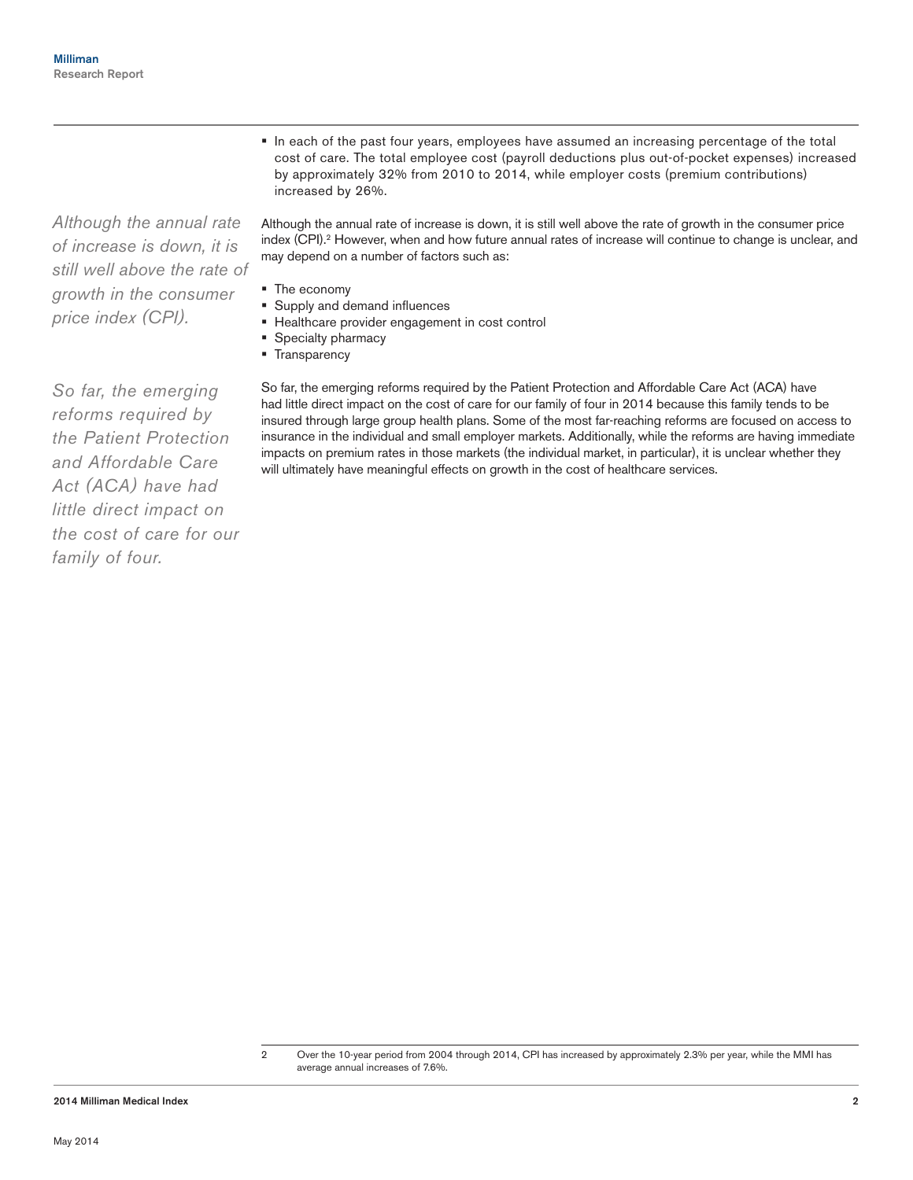- In each of the past four years, employees have assumed an increasing percentage of the total cost of care. The total employee cost (payroll deductions plus out-of-pocket expenses) increased by approximately 32% from 2010 to 2014, while employer costs (premium contributions) increased by 26%.

*Although the annual rate of increase is down, it is still well above the rate of growth in the consumer price index (CPI).*

Although the annual rate of increase is down, it is still well above the rate of growth in the consumer price index (CPI).[2] However, when and how future annual rates of increase will continue to change is unclear, and may depend on a number of factors such as:

- The economy
- Supply and demand influences
- Healthcare provider engagement in cost control
- Specialty pharmacy
- Transparency

*So far, the emerging reforms required by the Patient Protection and Affordable Care Act (ACA) have had little direct impact on the cost of care for our family of four.*

So far, the emerging reforms required by the Patient Protection and Affordable Care Act (ACA) have had little direct impact on the cost of care for our family of four in 2014 because this family tends to be insured through large group health plans. Some of the most far-reaching reforms are focused on access to insurance in the individual and small employer markets. Additionally, while the reforms are having immediate impacts on premium rates in those markets (the individual market, in particular), it is unclear whether they will ultimately have meaningful effects on growth in the cost of healthcare services.

---

2 Over the 10-year period from 2004 through 2014, CPI has increased by approximately 2.3% per year, while the MMI has average annual increases of 7.6%.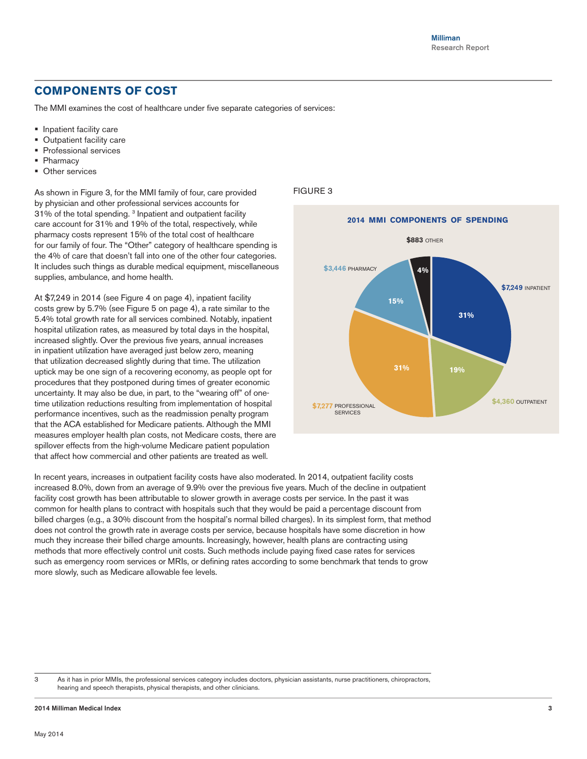## COMPONENTS OF COST

The MMI examines the cost of healthcare under five separate categories of services:

- Inpatient facility care
- Outpatient facility care
- Professional services
- Pharmacy
- Other services

As shown in Figure 3, for the MMI family of four, care provided by physician and other professional services accounts for 31% of the total spending. [3] Inpatient and outpatient facility care account for 31% and 19% of the total, respectively, while pharmacy costs represent 15% of the total cost of healthcare for our family of four. The "Other" category of healthcare spending is the 4% of care that doesn't fall into one of the other four categories. It includes such things as durable medical equipment, miscellaneous supplies, ambulance, and home health.

At $7,249 in 2014 (see Figure 4 on page 4), inpatient facility costs grew by 5.7% (see Figure 5 on page 4), a rate similar to the 5.4% total growth rate for all services combined. Notably, inpatient hospital utilization rates, as measured by total days in the hospital, increased slightly. Over the previous five years, annual increases in inpatient utilization have averaged just below zero, meaning that utilization decreased slightly during that time. The utilization uptick may be one sign of a recovering economy, as people opt for procedures that they postponed during times of greater economic uncertainty. It may also be due, in part, to the "wearing off" of one-time utilization reductions resulting from implementation of hospital performance incentives, such as the readmission penalty program that the ACA established for Medicare patients. Although the MMI measures employer health plan costs, not Medicare costs, there are spillover effects from the high-volume Medicare patient population that affect how commercial and other patients are treated as well.

FIGURE 3

**2014 MMI COMPONENTS OF SPENDING**

| Category | Amount | Share |
|---|---|---|
| Inpatient | $7,249 | 31% |
| Outpatient | $4,360 | 19% |
| Professional services | $7,277 | 31% |
| Pharmacy | $3,446 | 15% |
| Other | $883 | 4% |

In recent years, increases in outpatient facility costs have also moderated. In 2014, outpatient facility costs increased 8.0%, down from an average of 9.9% over the previous five years. Much of the decline in outpatient facility cost growth has been attributable to slower growth in average costs per service. In the past it was common for health plans to contract with hospitals such that they would be paid a percentage discount from billed charges (e.g., a 30% discount from the hospital's normal billed charges). In its simplest form, that method does not control the growth rate in average costs per service, because hospitals have some discretion in how much they increase their billed charge amounts. Increasingly, however, health plans are contracting using methods that more effectively control unit costs. Such methods include paying fixed case rates for services such as emergency room services or MRIs, or defining rates according to some benchmark that tends to grow more slowly, such as Medicare allowable fee levels.

3 As it has in prior MMIs, the professional services category includes doctors, physician assistants, nurse practitioners, chiropractors, hearing and speech therapists, physical therapists, and other clinicians.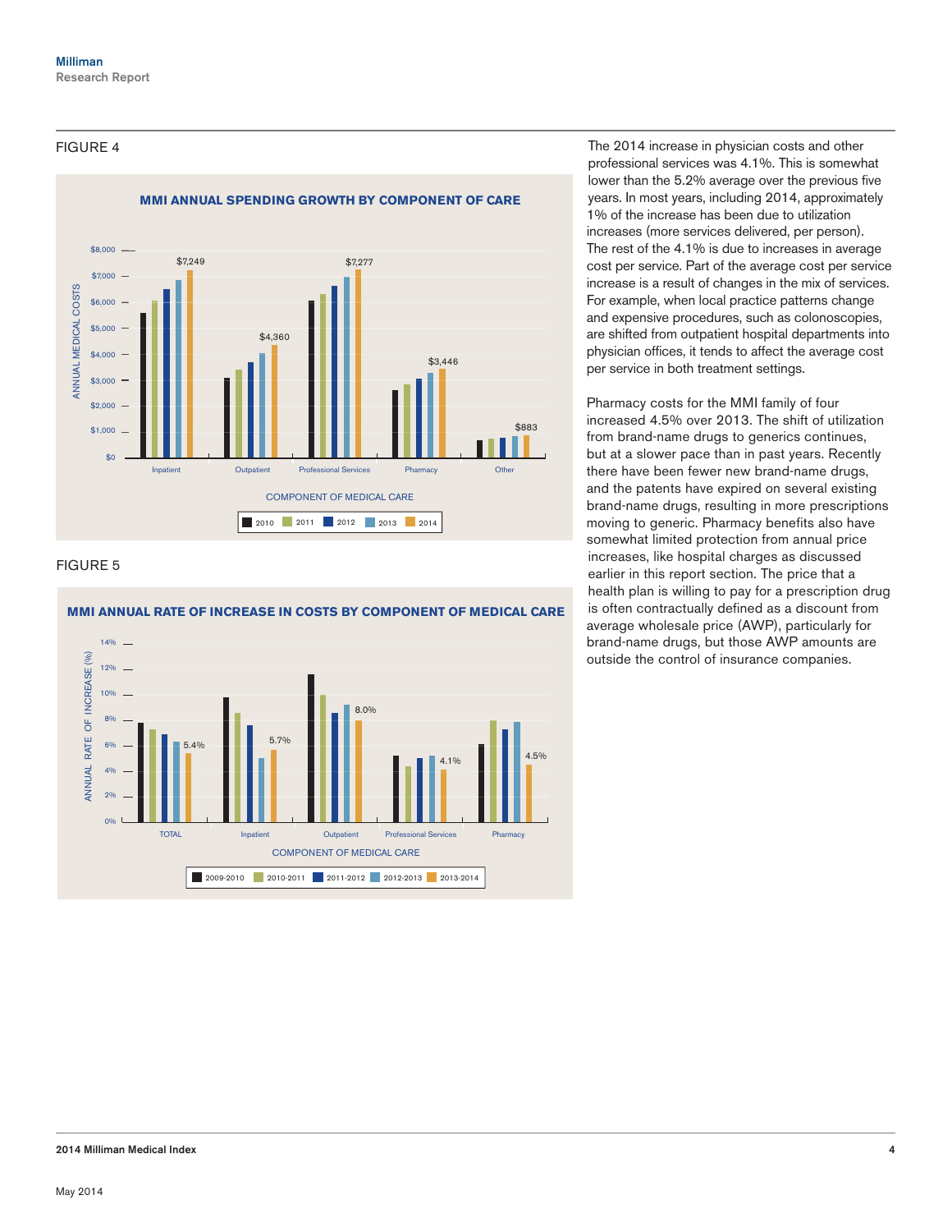FIGURE 4

**MMI ANNUAL SPENDING GROWTH BY COMPONENT OF CARE**

| Component of Medical Care | 2014 |
| --- | --- |
| Inpatient | $7,249 |
| Outpatient | $4,360 |
| Professional Services | $7,277 |
| Pharmacy | $3,446 |
| Other | $883 |

FIGURE 5

**MMI ANNUAL RATE OF INCREASE IN COSTS BY COMPONENT OF MEDICAL CARE**

| Component of Medical Care | 2013-2014 |
| --- | --- |
| TOTAL | 5.4% |
| Inpatient | 5.7% |
| Outpatient | 8.0% |
| Professional Services | 4.1% |
| Pharmacy | 4.5% |

The 2014 increase in physician costs and other professional services was 4.1%. This is somewhat lower than the 5.2% average over the previous five years. In most years, including 2014, approximately 1% of the increase has been due to utilization increases (more services delivered, per person). The rest of the 4.1% is due to increases in average cost per service. Part of the average cost per service increase is a result of changes in the mix of services. For example, when local practice patterns change and expensive procedures, such as colonoscopies, are shifted from outpatient hospital departments into physician offices, it tends to affect the average cost per service in both treatment settings.

Pharmacy costs for the MMI family of four increased 4.5% over 2013. The shift of utilization from brand-name drugs to generics continues, but at a slower pace than in past years. Recently there have been fewer new brand-name drugs, and the patents have expired on several existing brand-name drugs, resulting in more prescriptions moving to generic. Pharmacy benefits also have somewhat limited protection from annual price increases, like hospital charges as discussed earlier in this report section. The price that a health plan is willing to pay for a prescription drug is often contractually defined as a discount from average wholesale price (AWP), particularly for brand-name drugs, but those AWP amounts are outside the control of insurance companies.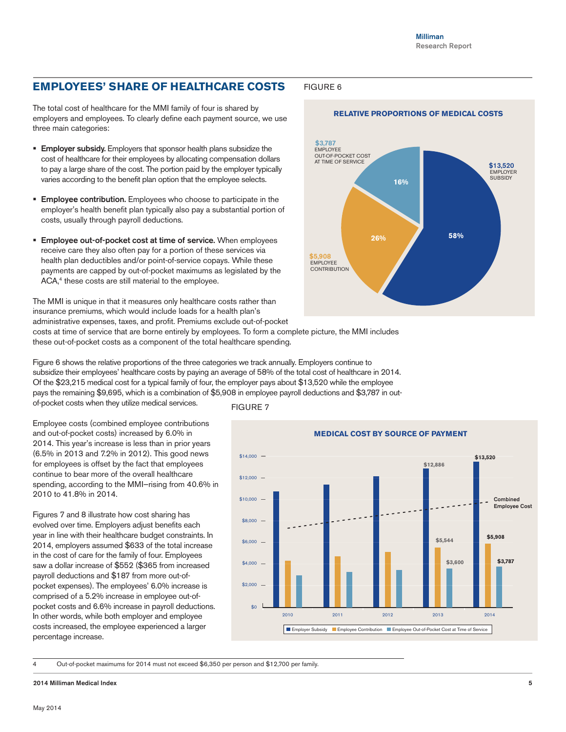## EMPLOYEES' SHARE OF HEALTHCARE COSTS

The total cost of healthcare for the MMI family of four is shared by employers and employees. To clearly define each payment source, we use three main categories:

- **Employer subsidy.** Employers that sponsor health plans subsidize the cost of healthcare for their employees by allocating compensation dollars to pay a large share of the cost. The portion paid by the employer typically varies according to the benefit plan option that the employee selects.
- **Employee contribution.** Employees who choose to participate in the employer's health benefit plan typically also pay a substantial portion of costs, usually through payroll deductions.
- **Employee out-of-pocket cost at time of service.** When employees receive care they also often pay for a portion of these services via health plan deductibles and/or point-of-service copays. While these payments are capped by out-of-pocket maximums as legislated by the ACA,[4] these costs are still material to the employee.

The MMI is unique in that it measures only healthcare costs rather than insurance premiums, which would include loads for a health plan's administrative expenses, taxes, and profit. Premiums exclude out-of-pocket costs at time of service that are borne entirely by employees. To form a complete picture, the MMI includes these out-of-pocket costs as a component of the total healthcare spending.

FIGURE 6

**RELATIVE PROPORTIONS OF MEDICAL COSTS**

| Category | Amount | Share |
|---|---|---|
| Employer subsidy | $13,520 | 58% |
| Employee contribution | $5,908 | 26% |
| Employee out-of-pocket cost at time of service | $3,787 | 16% |

Figure 6 shows the relative proportions of the three categories we track annually. Employers continue to subsidize their employees' healthcare costs by paying an average of 58% of the total cost of healthcare in 2014. Of the $23,215 medical cost for a typical family of four, the employer pays about $13,520 while the employee pays the remaining $9,695, which is a combination of $5,908 in employee payroll deductions and $3,787 in out-of-pocket costs when they utilize medical services.

Employee costs (combined employee contributions and out-of-pocket costs) increased by 6.0% in 2014. This year's increase is less than in prior years (6.5% in 2013 and 7.2% in 2012). This good news for employees is offset by the fact that employees continue to bear more of the overall healthcare spending, according to the MMI–rising from 40.6% in 2010 to 41.8% in 2014.

Figures 7 and 8 illustrate how cost sharing has evolved over time. Employers adjust benefits each year in line with their healthcare budget constraints. In 2014, employers assumed $633 of the total increase in the cost of care for the family of four. Employees saw a dollar increase of $552 ($365 from increased payroll deductions and $187 from more out-of-pocket expenses). The employees' 6.0% increase is comprised of a 5.2% increase in employee out-of-pocket costs and 6.6% increase in payroll deductions. In other words, while both employer and employee costs increased, the employee experienced a larger percentage increase.

FIGURE 7

**MEDICAL COST BY SOURCE OF PAYMENT**

| Year | Employer Subsidy | Employee Contribution | Employee Out-of-Pocket Cost at Time of Service |
|---|---|---|---|
| 2013 | $12,886 | $5,544 | $3,600 |
| 2014 | $13,520 | $5,908 | $3,787 |

(Chart also shows 2010–2012 bars and a dashed line for Combined Employee Cost.)

---

4 Out-of-pocket maximums for 2014 must not exceed $6,350 per person and $12,700 per family.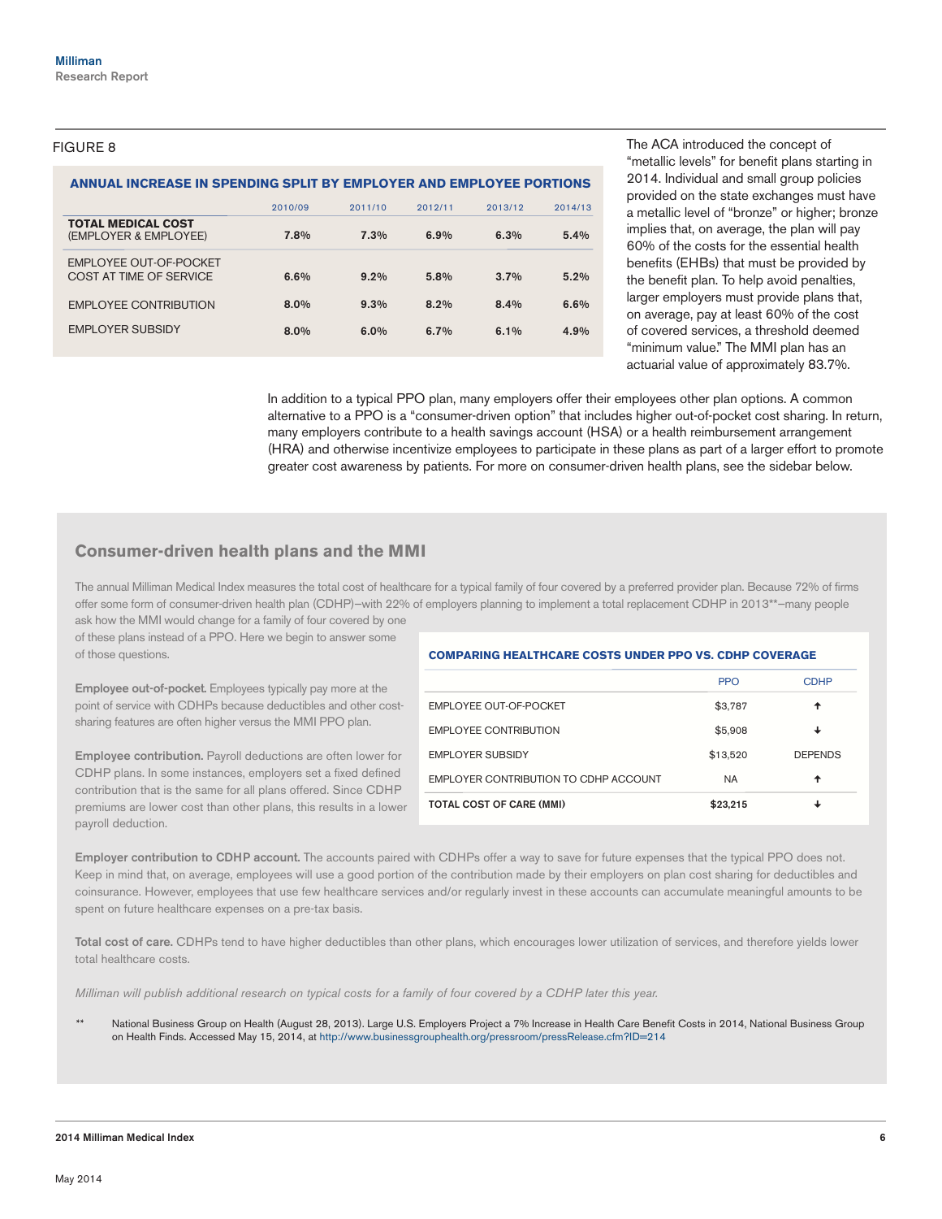FIGURE 8

**ANNUAL INCREASE IN SPENDING SPLIT BY EMPLOYER AND EMPLOYEE PORTIONS**

| | 2010/09 | 2011/10 | 2012/11 | 2013/12 | 2014/13 |
|---|---|---|---|---|---|
| **TOTAL MEDICAL COST** (EMPLOYER & EMPLOYEE) | **7.8%** | **7.3%** | **6.9%** | **6.3%** | **5.4%** |
| EMPLOYEE OUT-OF-POCKET COST AT TIME OF SERVICE | 6.6% | 9.2% | 5.8% | 3.7% | 5.2% |
| EMPLOYEE CONTRIBUTION | 8.0% | 9.3% | 8.2% | 8.4% | 6.6% |
| EMPLOYER SUBSIDY | 8.0% | 6.0% | 6.7% | 6.1% | 4.9% |

The ACA introduced the concept of "metallic levels" for benefit plans starting in 2014. Individual and small group policies provided on the state exchanges must have a metallic level of "bronze" or higher; bronze implies that, on average, the plan will pay 60% of the costs for the essential health benefits (EHBs) that must be provided by the benefit plan. To help avoid penalties, larger employers must provide plans that, on average, pay at least 60% of the cost of covered services, a threshold deemed "minimum value." The MMI plan has an actuarial value of approximately 83.7%.

In addition to a typical PPO plan, many employers offer their employees other plan options. A common alternative to a PPO is a "consumer-driven option" that includes higher out-of-pocket cost sharing. In return, many employers contribute to a health savings account (HSA) or a health reimbursement arrangement (HRA) and otherwise incentivize employees to participate in these plans as part of a larger effort to promote greater cost awareness by patients. For more on consumer-driven health plans, see the sidebar below.

## Consumer-driven health plans and the MMI

The annual Milliman Medical Index measures the total cost of healthcare for a typical family of four covered by a preferred provider plan. Because 72% of firms offer some form of consumer-driven health plan (CDHP)—with 22% of employers planning to implement a total replacement CDHP in 2013**—many people ask how the MMI would change for a family of four covered by one of these plans instead of a PPO. Here we begin to answer some of those questions.

**COMPARING HEALTHCARE COSTS UNDER PPO VS. CDHP COVERAGE**

| | PPO | CDHP |
|---|---|---|
| EMPLOYEE OUT-OF-POCKET | $3,787 | ↑ |
| EMPLOYEE CONTRIBUTION | $5,908 | ↓ |
| EMPLOYER SUBSIDY | $13,520 | DEPENDS |
| EMPLOYER CONTRIBUTION TO CDHP ACCOUNT | NA | ↑ |
| **TOTAL COST OF CARE (MMI)** | **$23,215** | ↓ |

**Employee out-of-pocket.** Employees typically pay more at the point of service with CDHPs because deductibles and other cost-sharing features are often higher versus the MMI PPO plan.

**Employee contribution.** Payroll deductions are often lower for CDHP plans. In some instances, employers set a fixed defined contribution that is the same for all plans offered. Since CDHP premiums are lower cost than other plans, this results in a lower payroll deduction.

**Employer contribution to CDHP account.** The accounts paired with CDHPs offer a way to save for future expenses that the typical PPO does not. Keep in mind that, on average, employees will use a good portion of the contribution made by their employers on plan cost sharing for deductibles and coinsurance. However, employees that use few healthcare services and/or regularly invest in these accounts can accumulate meaningful amounts to be spent on future healthcare expenses on a pre-tax basis.

**Total cost of care.** CDHPs tend to have higher deductibles than other plans, which encourages lower utilization of services, and therefore yields lower total healthcare costs.

*Milliman will publish additional research on typical costs for a family of four covered by a CDHP later this year.*

** National Business Group on Health (August 28, 2013). Large U.S. Employers Project a 7% Increase in Health Care Benefit Costs in 2014, National Business Group on Health Finds. Accessed May 15, 2014, at http://www.businessgrouphealth.org/pressroom/pressRelease.cfm?ID=214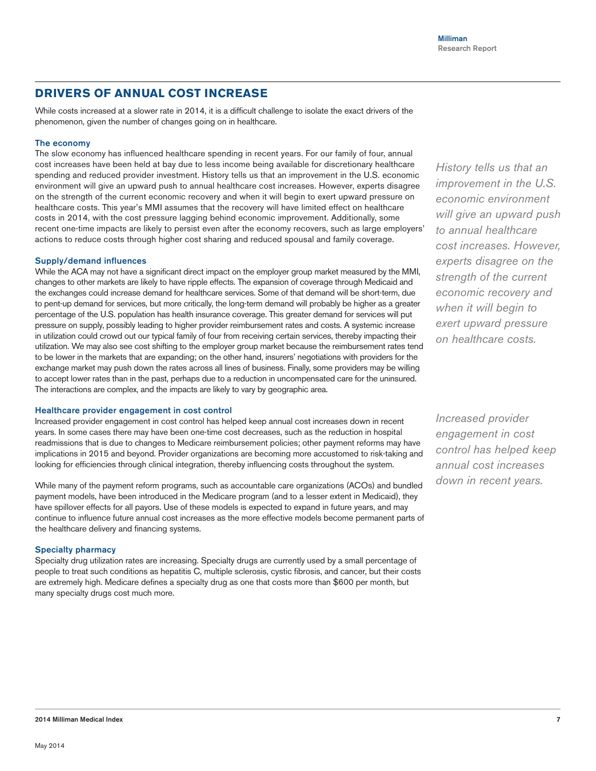## DRIVERS OF ANNUAL COST INCREASE

While costs increased at a slower rate in 2014, it is a difficult challenge to isolate the exact drivers of the phenomenon, given the number of changes going on in healthcare.

### The economy

The slow economy has influenced healthcare spending in recent years. For our family of four, annual cost increases have been held at bay due to less income being available for discretionary healthcare spending and reduced provider investment. History tells us that an improvement in the U.S. economic environment will give an upward push to annual healthcare cost increases. However, experts disagree on the strength of the current economic recovery and when it will begin to exert upward pressure on healthcare costs. This year's MMI assumes that the recovery will have limited effect on healthcare costs in 2014, with the cost pressure lagging behind economic improvement. Additionally, some recent one-time impacts are likely to persist even after the economy recovers, such as large employers' actions to reduce costs through higher cost sharing and reduced spousal and family coverage.

*History tells us that an improvement in the U.S. economic environment will give an upward push to annual healthcare cost increases. However, experts disagree on the strength of the current economic recovery and when it will begin to exert upward pressure on healthcare costs.*

### Supply/demand influences

While the ACA may not have a significant direct impact on the employer group market measured by the MMI, changes to other markets are likely to have ripple effects. The expansion of coverage through Medicaid and the exchanges could increase demand for healthcare services. Some of that demand will be short-term, due to pent-up demand for services, but more critically, the long-term demand will probably be higher as a greater percentage of the U.S. population has health insurance coverage. This greater demand for services will put pressure on supply, possibly leading to higher provider reimbursement rates and costs. A systemic increase in utilization could crowd out our typical family of four from receiving certain services, thereby impacting their utilization. We may also see cost shifting to the employer group market because the reimbursement rates tend to be lower in the markets that are expanding; on the other hand, insurers' negotiations with providers for the exchange market may push down the rates across all lines of business. Finally, some providers may be willing to accept lower rates than in the past, perhaps due to a reduction in uncompensated care for the uninsured. The interactions are complex, and the impacts are likely to vary by geographic area.

### Healthcare provider engagement in cost control

Increased provider engagement in cost control has helped keep annual cost increases down in recent years. In some cases there may have been one-time cost decreases, such as the reduction in hospital readmissions that is due to changes to Medicare reimbursement policies; other payment reforms may have implications in 2015 and beyond. Provider organizations are becoming more accustomed to risk-taking and looking for efficiencies through clinical integration, thereby influencing costs throughout the system.

*Increased provider engagement in cost control has helped keep annual cost increases down in recent years.*

While many of the payment reform programs, such as accountable care organizations (ACOs) and bundled payment models, have been introduced in the Medicare program (and to a lesser extent in Medicaid), they have spillover effects for all payors. Use of these models is expected to expand in future years, and may continue to influence future annual cost increases as the more effective models become permanent parts of the healthcare delivery and financing systems.

### Specialty pharmacy

Specialty drug utilization rates are increasing. Specialty drugs are currently used by a small percentage of people to treat such conditions as hepatitis C, multiple sclerosis, cystic fibrosis, and cancer, but their costs are extremely high. Medicare defines a specialty drug as one that costs more than $600 per month, but many specialty drugs cost much more.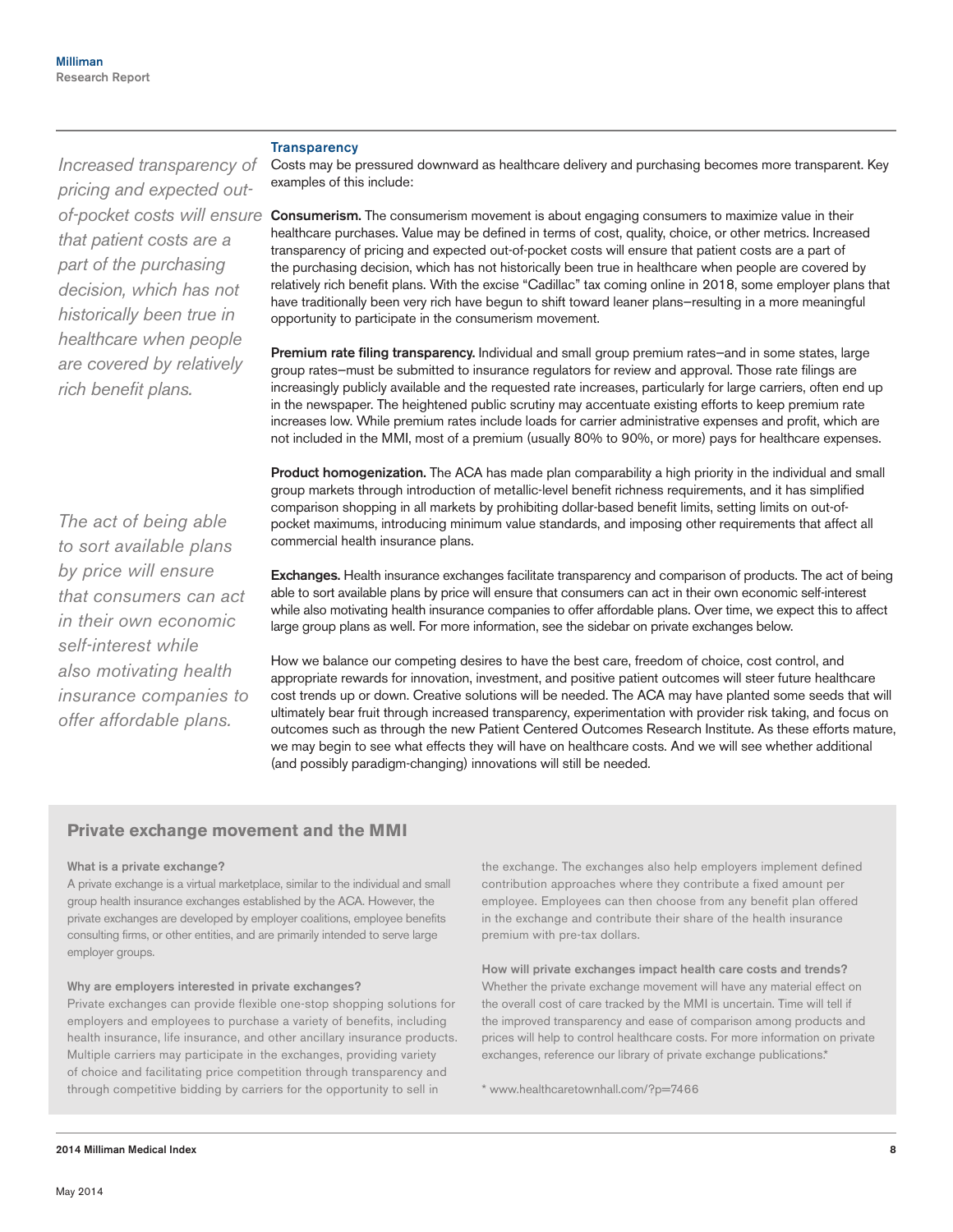### Transparency

*Increased transparency of pricing and expected out-of-pocket costs will ensure that patient costs are a part of the purchasing decision, which has not historically been true in healthcare when people are covered by relatively rich benefit plans.*

Costs may be pressured downward as healthcare delivery and purchasing becomes more transparent. Key examples of this include:

**Consumerism.** The consumerism movement is about engaging consumers to maximize value in their healthcare purchases. Value may be defined in terms of cost, quality, choice, or other metrics. Increased transparency of pricing and expected out-of-pocket costs will ensure that patient costs are a part of the purchasing decision, which has not historically been true in healthcare when people are covered by relatively rich benefit plans. With the excise "Cadillac" tax coming online in 2018, some employer plans that have traditionally been very rich have begun to shift toward leaner plans—resulting in a more meaningful opportunity to participate in the consumerism movement.

**Premium rate filing transparency.** Individual and small group premium rates—and in some states, large group rates—must be submitted to insurance regulators for review and approval. Those rate filings are increasingly publicly available and the requested rate increases, particularly for large carriers, often end up in the newspaper. The heightened public scrutiny may accentuate existing efforts to keep premium rate increases low. While premium rates include loads for carrier administrative expenses and profit, which are not included in the MMI, most of a premium (usually 80% to 90%, or more) pays for healthcare expenses.

**Product homogenization.** The ACA has made plan comparability a high priority in the individual and small group markets through introduction of metallic-level benefit richness requirements, and it has simplified comparison shopping in all markets by prohibiting dollar-based benefit limits, setting limits on out-of-pocket maximums, introducing minimum value standards, and imposing other requirements that affect all commercial health insurance plans.

*The act of being able to sort available plans by price will ensure that consumers can act in their own economic self-interest while also motivating health insurance companies to offer affordable plans.*

**Exchanges.** Health insurance exchanges facilitate transparency and comparison of products. The act of being able to sort available plans by price will ensure that consumers can act in their own economic self-interest while also motivating health insurance companies to offer affordable plans. Over time, we expect this to affect large group plans as well. For more information, see the sidebar on private exchanges below.

How we balance our competing desires to have the best care, freedom of choice, cost control, and appropriate rewards for innovation, investment, and positive patient outcomes will steer future healthcare cost trends up or down. Creative solutions will be needed. The ACA may have planted some seeds that will ultimately bear fruit through increased transparency, experimentation with provider risk taking, and focus on outcomes such as through the new Patient Centered Outcomes Research Institute. As these efforts mature, we may begin to see what effects they will have on healthcare costs. And we will see whether additional (and possibly paradigm-changing) innovations will still be needed.

## Private exchange movement and the MMI

**What is a private exchange?**

A private exchange is a virtual marketplace, similar to the individual and small group health insurance exchanges established by the ACA. However, the private exchanges are developed by employer coalitions, employee benefits consulting firms, or other entities, and are primarily intended to serve large employer groups.

**Why are employers interested in private exchanges?**

Private exchanges can provide flexible one-stop shopping solutions for employers and employees to purchase a variety of benefits, including health insurance, life insurance, and other ancillary insurance products. Multiple carriers may participate in the exchanges, providing variety of choice and facilitating price competition through transparency and through competitive bidding by carriers for the opportunity to sell in the exchange. The exchanges also help employers implement defined contribution approaches where they contribute a fixed amount per employee. Employees can then choose from any benefit plan offered in the exchange and contribute their share of the health insurance premium with pre-tax dollars.

**How will private exchanges impact health care costs and trends?**

Whether the private exchange movement will have any material effect on the overall cost of care tracked by the MMI is uncertain. Time will tell if the improved transparency and ease of comparison among products and prices will help to control healthcare costs. For more information on private exchanges, reference our library of private exchange publications.*

\* www.healthcaretownhall.com/?p=7466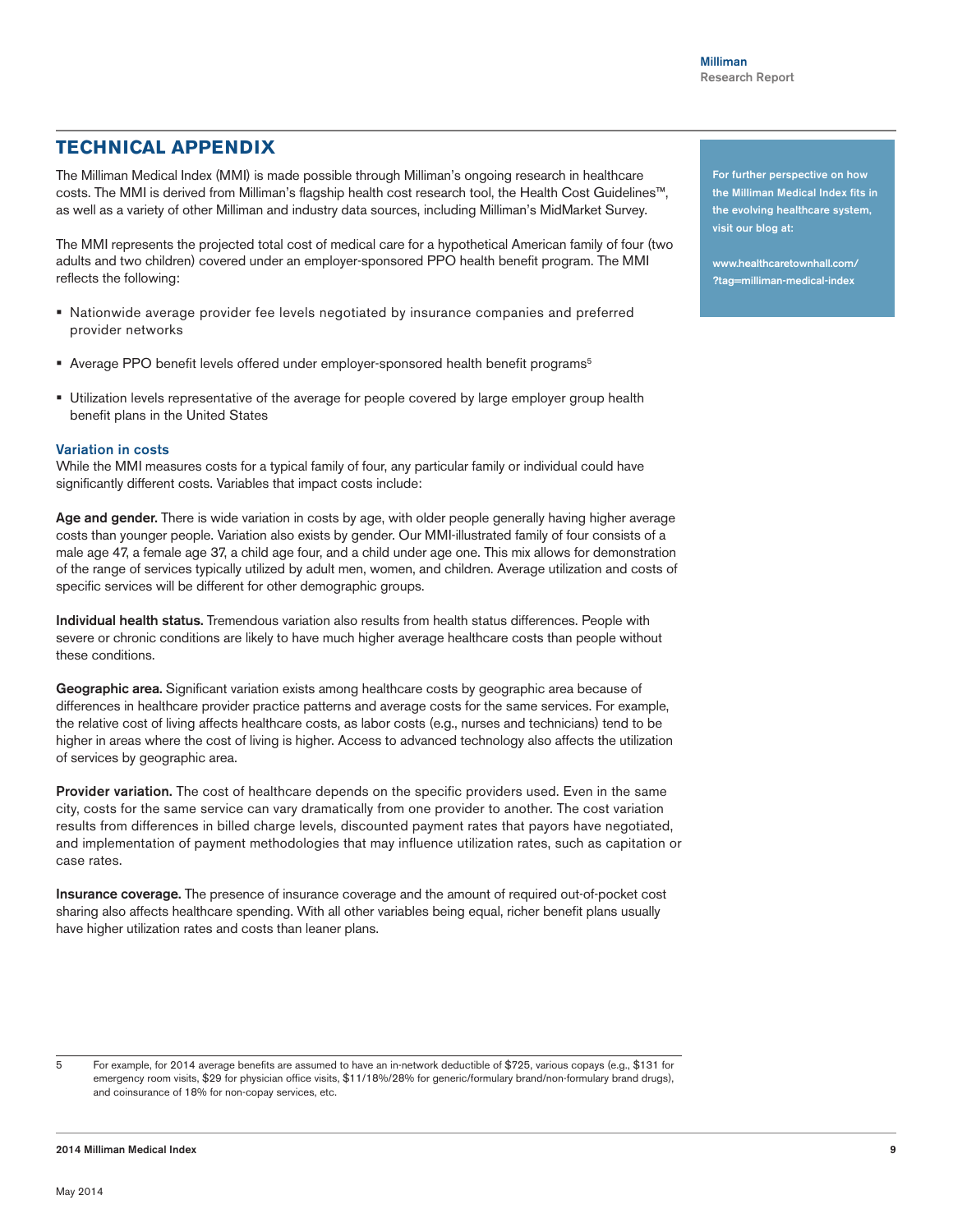# TECHNICAL APPENDIX

The Milliman Medical Index (MMI) is made possible through Milliman's ongoing research in healthcare costs. The MMI is derived from Milliman's flagship health cost research tool, the Health Cost Guidelines™, as well as a variety of other Milliman and industry data sources, including Milliman's MidMarket Survey.

The MMI represents the projected total cost of medical care for a hypothetical American family of four (two adults and two children) covered under an employer-sponsored PPO health benefit program. The MMI reflects the following:

- Nationwide average provider fee levels negotiated by insurance companies and preferred provider networks
- Average PPO benefit levels offered under employer-sponsored health benefit programs[5]
- Utilization levels representative of the average for people covered by large employer group health benefit plans in the United States

For further perspective on how the Milliman Medical Index fits in the evolving healthcare system, visit our blog at:

www.healthcaretownhall.com/?tag=milliman-medical-index

## Variation in costs

While the MMI measures costs for a typical family of four, any particular family or individual could have significantly different costs. Variables that impact costs include:

**Age and gender.** There is wide variation in costs by age, with older people generally having higher average costs than younger people. Variation also exists by gender. Our MMI-illustrated family of four consists of a male age 47, a female age 37, a child age four, and a child under age one. This mix allows for demonstration of the range of services typically utilized by adult men, women, and children. Average utilization and costs of specific services will be different for other demographic groups.

**Individual health status.** Tremendous variation also results from health status differences. People with severe or chronic conditions are likely to have much higher average healthcare costs than people without these conditions.

**Geographic area.** Significant variation exists among healthcare costs by geographic area because of differences in healthcare provider practice patterns and average costs for the same services. For example, the relative cost of living affects healthcare costs, as labor costs (e.g., nurses and technicians) tend to be higher in areas where the cost of living is higher. Access to advanced technology also affects the utilization of services by geographic area.

**Provider variation.** The cost of healthcare depends on the specific providers used. Even in the same city, costs for the same service can vary dramatically from one provider to another. The cost variation results from differences in billed charge levels, discounted payment rates that payors have negotiated, and implementation of payment methodologies that may influence utilization rates, such as capitation or case rates.

**Insurance coverage.** The presence of insurance coverage and the amount of required out-of-pocket cost sharing also affects healthcare spending. With all other variables being equal, richer benefit plans usually have higher utilization rates and costs than leaner plans.

---

5 For example, for 2014 average benefits are assumed to have an in-network deductible of $725, various copays (e.g., $131 for emergency room visits, $29 for physician office visits, $11/18%/28% for generic/formulary brand/non-formulary brand drugs), and coinsurance of 18% for non-copay services, etc.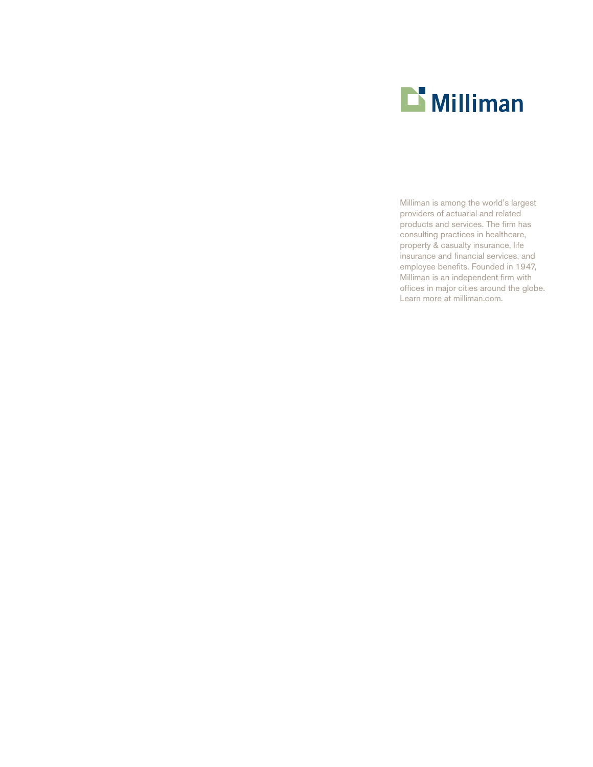Milliman

Milliman is among the world's largest providers of actuarial and related products and services. The firm has consulting practices in healthcare, property & casualty insurance, life insurance and financial services, and employee benefits. Founded in 1947, Milliman is an independent firm with offices in major cities around the globe. Learn more at milliman.com.